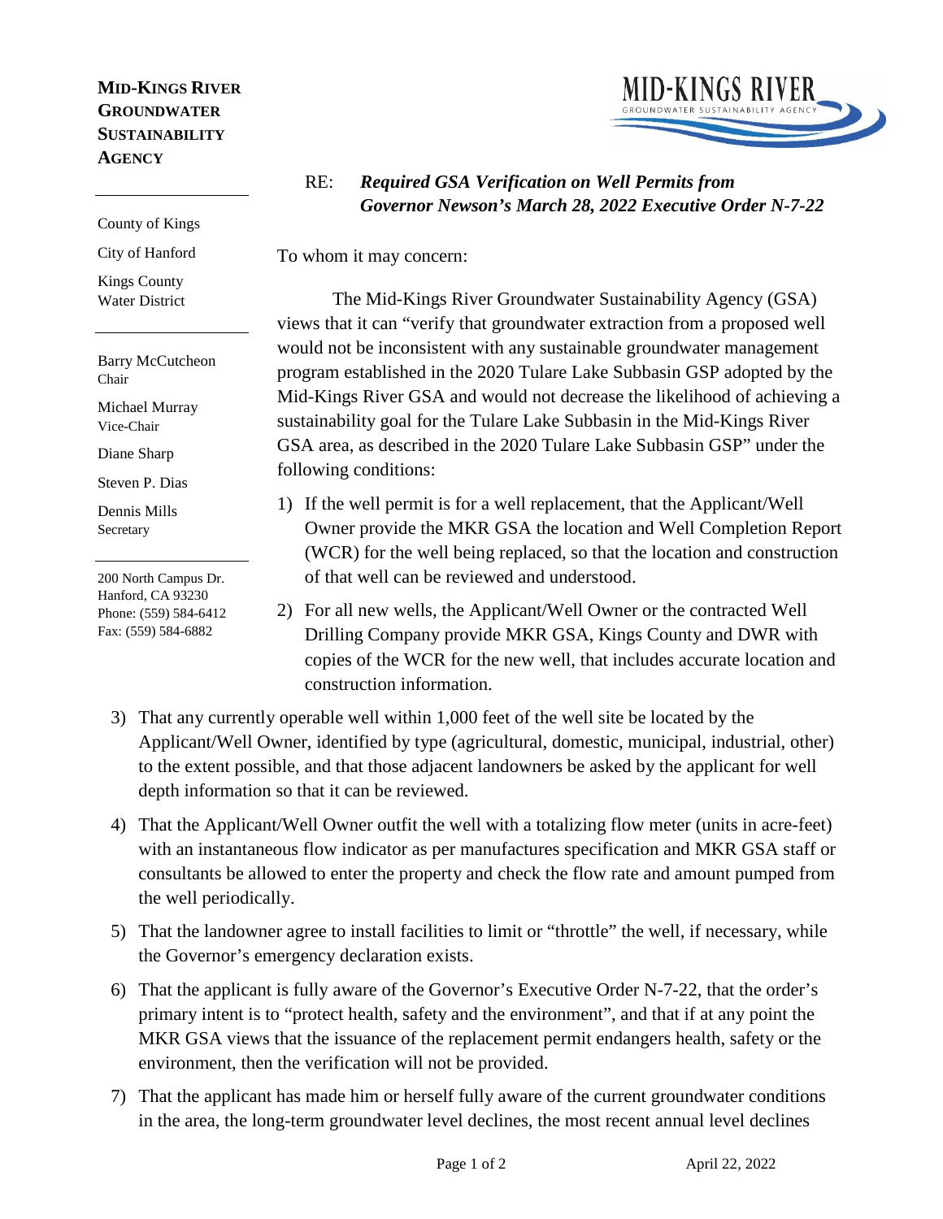**MID-KINGS RIVER GROUNDWATER SUSTAINABILITY AGENCY**

County of Kings

City of Hanford

Kings County Water District

Barry McCutcheon
Chair

Michael Murray
Vice-Chair

Diane Sharp

Steven P. Dias

Dennis Mills
Secretary

200 North Campus Dr.
Hanford, CA 93230
Phone: (559) 584-6412
Fax: (559) 584-6882

RE: ***Required GSA Verification on Well Permits from Governor Newson's March 28, 2022 Executive Order N-7-22***

To whom it may concern:

The Mid-Kings River Groundwater Sustainability Agency (GSA) views that it can "verify that groundwater extraction from a proposed well would not be inconsistent with any sustainable groundwater management program established in the 2020 Tulare Lake Subbasin GSP adopted by the Mid-Kings River GSA and would not decrease the likelihood of achieving a sustainability goal for the Tulare Lake Subbasin in the Mid-Kings River GSA area, as described in the 2020 Tulare Lake Subbasin GSP" under the following conditions:

1) If the well permit is for a well replacement, that the Applicant/Well Owner provide the MKR GSA the location and Well Completion Report (WCR) for the well being replaced, so that the location and construction of that well can be reviewed and understood.
2) For all new wells, the Applicant/Well Owner or the contracted Well Drilling Company provide MKR GSA, Kings County and DWR with copies of the WCR for the new well, that includes accurate location and construction information.
3) That any currently operable well within 1,000 feet of the well site be located by the Applicant/Well Owner, identified by type (agricultural, domestic, municipal, industrial, other) to the extent possible, and that those adjacent landowners be asked by the applicant for well depth information so that it can be reviewed.
4) That the Applicant/Well Owner outfit the well with a totalizing flow meter (units in acre-feet) with an instantaneous flow indicator as per manufactures specification and MKR GSA staff or consultants be allowed to enter the property and check the flow rate and amount pumped from the well periodically.
5) That the landowner agree to install facilities to limit or "throttle" the well, if necessary, while the Governor's emergency declaration exists.
6) That the applicant is fully aware of the Governor's Executive Order N-7-22, that the order's primary intent is to "protect health, safety and the environment", and that if at any point the MKR GSA views that the issuance of the replacement permit endangers health, safety or the environment, then the verification will not be provided.
7) That the applicant has made him or herself fully aware of the current groundwater conditions in the area, the long-term groundwater level declines, the most recent annual level declines

April 22, 2022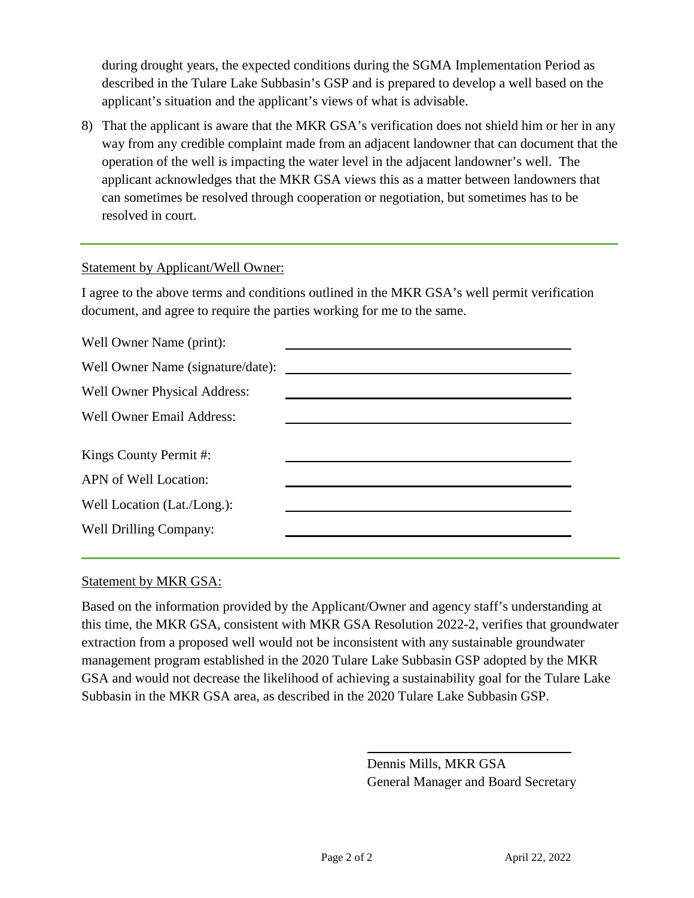during drought years, the expected conditions during the SGMA Implementation Period as described in the Tulare Lake Subbasin's GSP and is prepared to develop a well based on the applicant's situation and the applicant's views of what is advisable.

8) That the applicant is aware that the MKR GSA's verification does not shield him or her in any way from any credible complaint made from an adjacent landowner that can document that the operation of the well is impacting the water level in the adjacent landowner's well. The applicant acknowledges that the MKR GSA views this as a matter between landowners that can sometimes be resolved through cooperation or negotiation, but sometimes has to be resolved in court.

---

Statement by Applicant/Well Owner:

I agree to the above terms and conditions outlined in the MKR GSA's well permit verification document, and agree to require the parties working for me to the same.

Well Owner Name (print): ______________________________

Well Owner Name (signature/date): ______________________________

Well Owner Physical Address: ______________________________

Well Owner Email Address: ______________________________

Kings County Permit #: ______________________________

APN of Well Location: ______________________________

Well Location (Lat./Long.): ______________________________

Well Drilling Company: ______________________________

---

Statement by MKR GSA:

Based on the information provided by the Applicant/Owner and agency staff's understanding at this time, the MKR GSA, consistent with MKR GSA Resolution 2022-2, verifies that groundwater extraction from a proposed well would not be inconsistent with any sustainable groundwater management program established in the 2020 Tulare Lake Subbasin GSP adopted by the MKR GSA and would not decrease the likelihood of achieving a sustainability goal for the Tulare Lake Subbasin in the MKR GSA area, as described in the 2020 Tulare Lake Subbasin GSP.

______________________________

Dennis Mills, MKR GSA
General Manager and Board Secretary

April 22, 2022